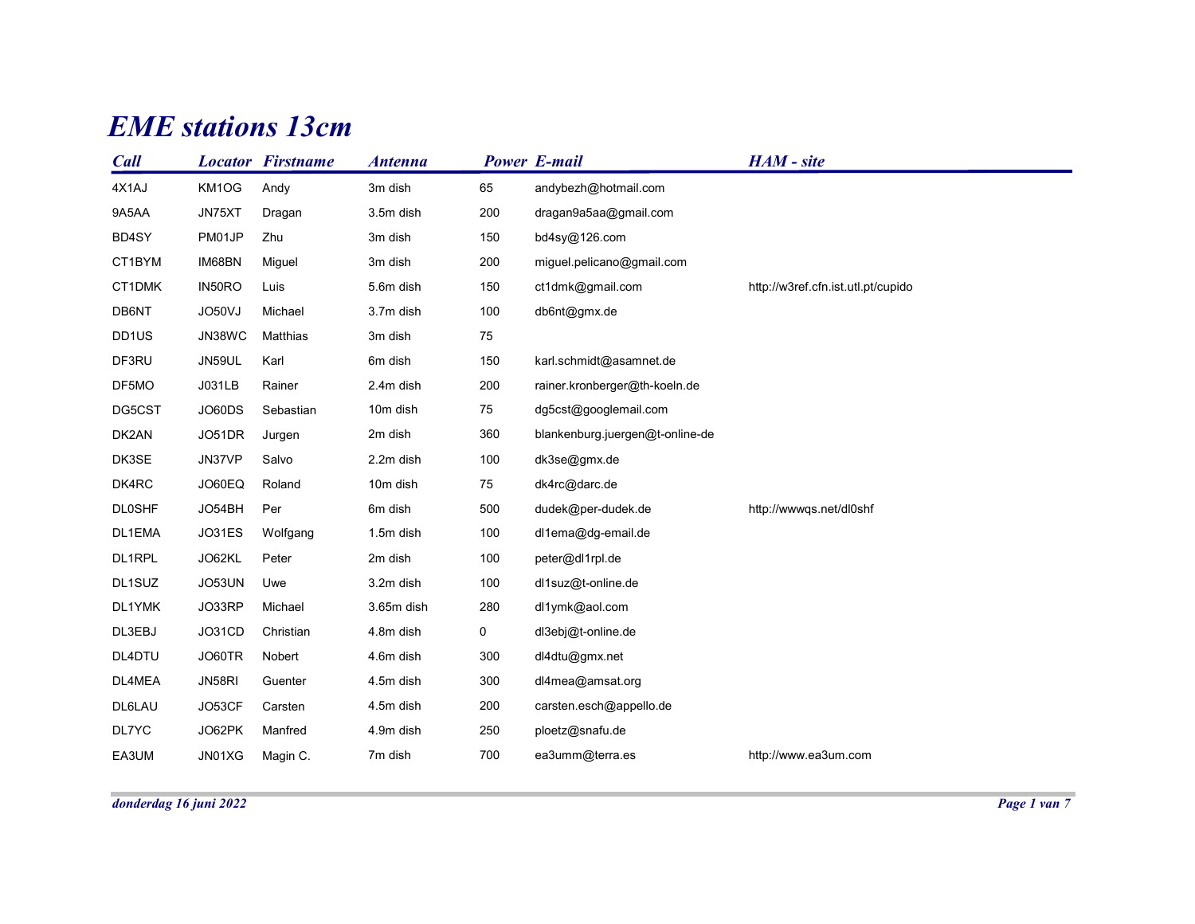# EME stations 13cm

| Call | Locator | Firstname | Antenna | Power | E-mail | HAM - site |
|---|---|---|---|---|---|---|
| 4X1AJ | KM1OG | Andy | 3m dish | 65 | andybezh@hotmail.com | |
| 9A5AA | JN75XT | Dragan | 3.5m dish | 200 | dragan9a5aa@gmail.com | |
| BD4SY | PM01JP | Zhu | 3m dish | 150 | bd4sy@126.com | |
| CT1BYM | IM68BN | Miguel | 3m dish | 200 | miguel.pelicano@gmail.com | |
| CT1DMK | IN50RO | Luis | 5.6m dish | 150 | ct1dmk@gmail.com | http://w3ref.cfn.ist.utl.pt/cupido |
| DB6NT | JO50VJ | Michael | 3.7m dish | 100 | db6nt@gmx.de | |
| DD1US | JN38WC | Matthias | 3m dish | 75 | | |
| DF3RU | JN59UL | Karl | 6m dish | 150 | karl.schmidt@asamnet.de | |
| DF5MO | J031LB | Rainer | 2.4m dish | 200 | rainer.kronberger@th-koeln.de | |
| DG5CST | JO60DS | Sebastian | 10m dish | 75 | dg5cst@googlemail.com | |
| DK2AN | JO51DR | Jurgen | 2m dish | 360 | blankenburg.juergen@t-online-de | |
| DK3SE | JN37VP | Salvo | 2.2m dish | 100 | dk3se@gmx.de | |
| DK4RC | JO60EQ | Roland | 10m dish | 75 | dk4rc@darc.de | |
| DL0SHF | JO54BH | Per | 6m dish | 500 | dudek@per-dudek.de | http://wwwqs.net/dl0shf |
| DL1EMA | JO31ES | Wolfgang | 1.5m dish | 100 | dl1ema@dg-email.de | |
| DL1RPL | JO62KL | Peter | 2m dish | 100 | peter@dl1rpl.de | |
| DL1SUZ | JO53UN | Uwe | 3.2m dish | 100 | dl1suz@t-online.de | |
| DL1YMK | JO33RP | Michael | 3.65m dish | 280 | dl1ymk@aol.com | |
| DL3EBJ | JO31CD | Christian | 4.8m dish | 0 | dl3ebj@t-online.de | |
| DL4DTU | JO60TR | Nobert | 4.6m dish | 300 | dl4dtu@gmx.net | |
| DL4MEA | JN58RI | Guenter | 4.5m dish | 300 | dl4mea@amsat.org | |
| DL6LAU | JO53CF | Carsten | 4.5m dish | 200 | carsten.esch@appello.de | |
| DL7YC | JO62PK | Manfred | 4.9m dish | 250 | ploetz@snafu.de | |
| EA3UM | JN01XG | Magin C. | 7m dish | 700 | ea3umm@terra.es | http://www.ea3um.com |

*donderdag 16 juni 2022*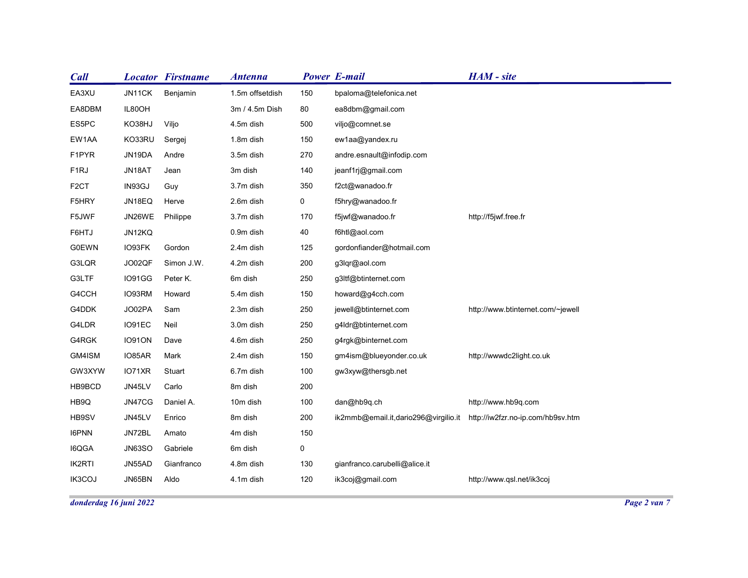| Call | Locator | Firstname | Antenna | Power | E-mail | HAM - site |
|---|---|---|---|---|---|---|
| EA3XU | JN11CK | Benjamin | 1.5m offsetdish | 150 | bpaloma@telefonica.net | |
| EA8DBM | IL80OH | | 3m / 4.5m Dish | 80 | ea8dbm@gmail.com | |
| ES5PC | KO38HJ | Viljo | 4.5m dish | 500 | viljo@comnet.se | |
| EW1AA | KO33RU | Sergej | 1.8m dish | 150 | ew1aa@yandex.ru | |
| F1PYR | JN19DA | Andre | 3.5m dish | 270 | andre.esnault@infodip.com | |
| F1RJ | JN18AT | Jean | 3m dish | 140 | jeanf1rj@gmail.com | |
| F2CT | IN93GJ | Guy | 3.7m dish | 350 | f2ct@wanadoo.fr | |
| F5HRY | JN18EQ | Herve | 2.6m dish | 0 | f5hry@wanadoo.fr | |
| F5JWF | JN26WE | Philippe | 3.7m dish | 170 | f5jwf@wanadoo.fr | http://f5jwf.free.fr |
| F6HTJ | JN12KQ | | 0.9m dish | 40 | f6htl@aol.com | |
| G0EWN | IO93FK | Gordon | 2.4m dish | 125 | gordonfiander@hotmail.com | |
| G3LQR | JO02QF | Simon J.W. | 4.2m dish | 200 | g3lqr@aol.com | |
| G3LTF | IO91GG | Peter K. | 6m dish | 250 | g3ltf@btinternet.com | |
| G4CCH | IO93RM | Howard | 5.4m dish | 150 | howard@g4cch.com | |
| G4DDK | JO02PA | Sam | 2.3m dish | 250 | jewell@btinternet.com | http://www.btinternet.com/~jewell |
| G4LDR | IO91EC | Neil | 3.0m dish | 250 | g4ldr@btinternet.com | |
| G4RGK | IO91ON | Dave | 4.6m dish | 250 | g4rgk@binternet.com | |
| GM4ISM | IO85AR | Mark | 2.4m dish | 150 | gm4ism@blueyonder.co.uk | http://wwwdc2light.co.uk |
| GW3XYW | IO71XR | Stuart | 6.7m dish | 100 | gw3xyw@thersgb.net | |
| HB9BCD | JN45LV | Carlo | 8m dish | 200 | | |
| HB9Q | JN47CG | Daniel A. | 10m dish | 100 | dan@hb9q.ch | http://www.hb9q.com |
| HB9SV | JN45LV | Enrico | 8m dish | 200 | ik2mmb@email.it,dario296@virgilio.it | http://iw2fzr.no-ip.com/hb9sv.htm |
| I6PNN | JN72BL | Amato | 4m dish | 150 | | |
| I6QGA | JN63SO | Gabriele | 6m dish | 0 | | |
| IK2RTI | JN55AD | Gianfranco | 4.8m dish | 130 | gianfranco.carubelli@alice.it | |
| IK3COJ | JN65BN | Aldo | 4.1m dish | 120 | ik3coj@gmail.com | http://www.qsl.net/ik3coj |

*donderdag 16 juni 2022*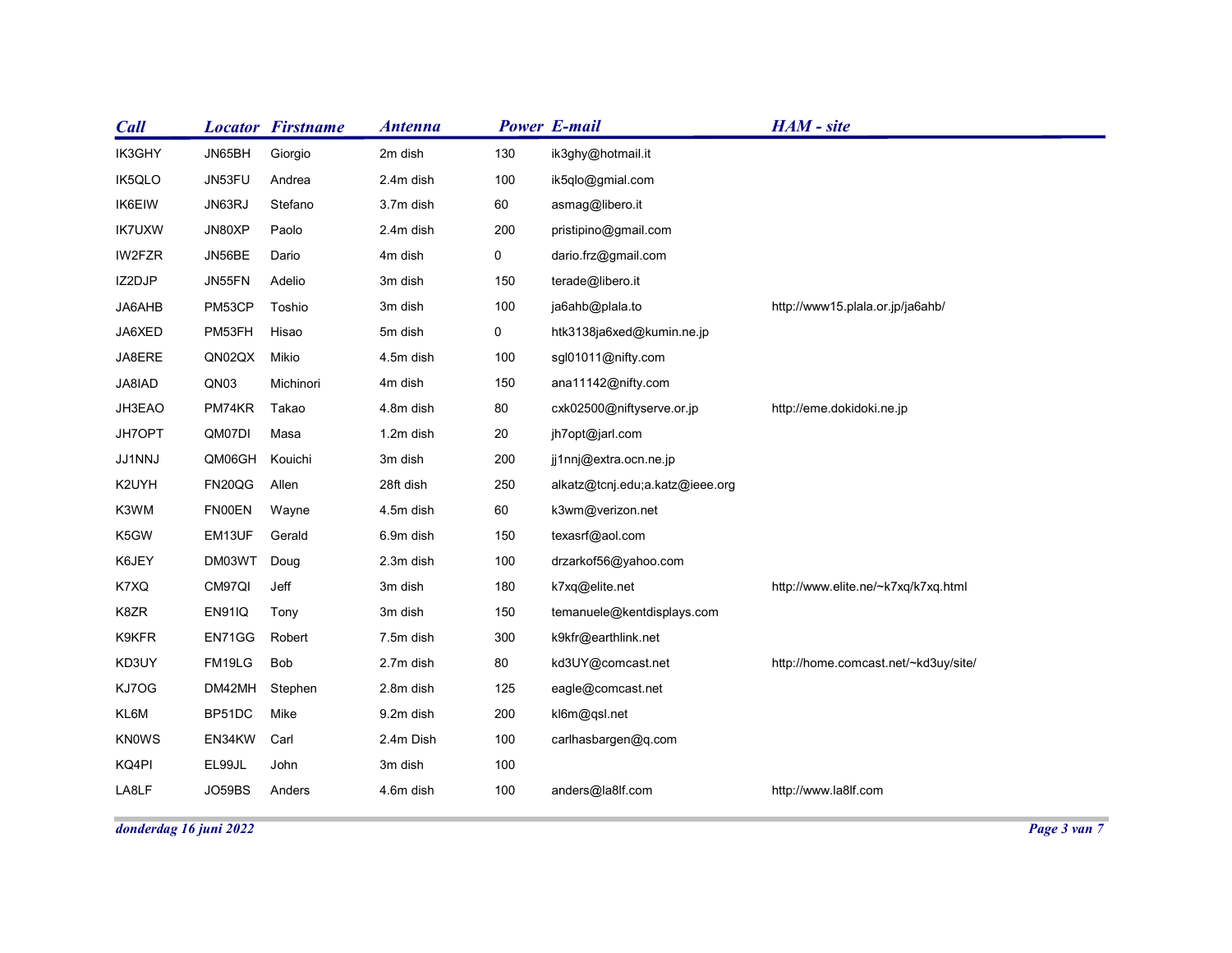| Call | Locator | Firstname | Antenna | Power | E-mail | HAM - site |
|---|---|---|---|---|---|---|
| IK3GHY | JN65BH | Giorgio | 2m dish | 130 | ik3ghy@hotmail.it | |
| IK5QLO | JN53FU | Andrea | 2.4m dish | 100 | ik5qlo@gmial.com | |
| IK6EIW | JN63RJ | Stefano | 3.7m dish | 60 | asmag@libero.it | |
| IK7UXW | JN80XP | Paolo | 2.4m dish | 200 | pristipino@gmail.com | |
| IW2FZR | JN56BE | Dario | 4m dish | 0 | dario.frz@gmail.com | |
| IZ2DJP | JN55FN | Adelio | 3m dish | 150 | terade@libero.it | |
| JA6AHB | PM53CP | Toshio | 3m dish | 100 | ja6ahb@plala.to | http://www15.plala.or.jp/ja6ahb/ |
| JA6XED | PM53FH | Hisao | 5m dish | 0 | htk3138ja6xed@kumin.ne.jp | |
| JA8ERE | QN02QX | Mikio | 4.5m dish | 100 | sgl01011@nifty.com | |
| JA8IAD | QN03 | Michinori | 4m dish | 150 | ana11142@nifty.com | |
| JH3EAO | PM74KR | Takao | 4.8m dish | 80 | cxk02500@niftyserve.or.jp | http://eme.dokidoki.ne.jp |
| JH7OPT | QM07DI | Masa | 1.2m dish | 20 | jh7opt@jarl.com | |
| JJ1NNJ | QM06GH | Kouichi | 3m dish | 200 | jj1nnj@extra.ocn.ne.jp | |
| K2UYH | FN20QG | Allen | 28ft dish | 250 | alkatz@tcnj.edu;a.katz@ieee.org | |
| K3WM | FN00EN | Wayne | 4.5m dish | 60 | k3wm@verizon.net | |
| K5GW | EM13UF | Gerald | 6.9m dish | 150 | texasrf@aol.com | |
| K6JEY | DM03WT | Doug | 2.3m dish | 100 | drzarkof56@yahoo.com | |
| K7XQ | CM97QI | Jeff | 3m dish | 180 | k7xq@elite.net | http://www.elite.ne/~k7xq/k7xq.html |
| K8ZR | EN91IQ | Tony | 3m dish | 150 | temanuele@kentdisplays.com | |
| K9KFR | EN71GG | Robert | 7.5m dish | 300 | k9kfr@earthlink.net | |
| KD3UY | FM19LG | Bob | 2.7m dish | 80 | kd3UY@comcast.net | http://home.comcast.net/~kd3uy/site/ |
| KJ7OG | DM42MH | Stephen | 2.8m dish | 125 | eagle@comcast.net | |
| KL6M | BP51DC | Mike | 9.2m dish | 200 | kl6m@qsl.net | |
| KN0WS | EN34KW | Carl | 2.4m Dish | 100 | carlhasbargen@q.com | |
| KQ4PI | EL99JL | John | 3m dish | 100 | | |
| LA8LF | JO59BS | Anders | 4.6m dish | 100 | anders@la8lf.com | http://www.la8lf.com |

*donderdag 16 juni 2022*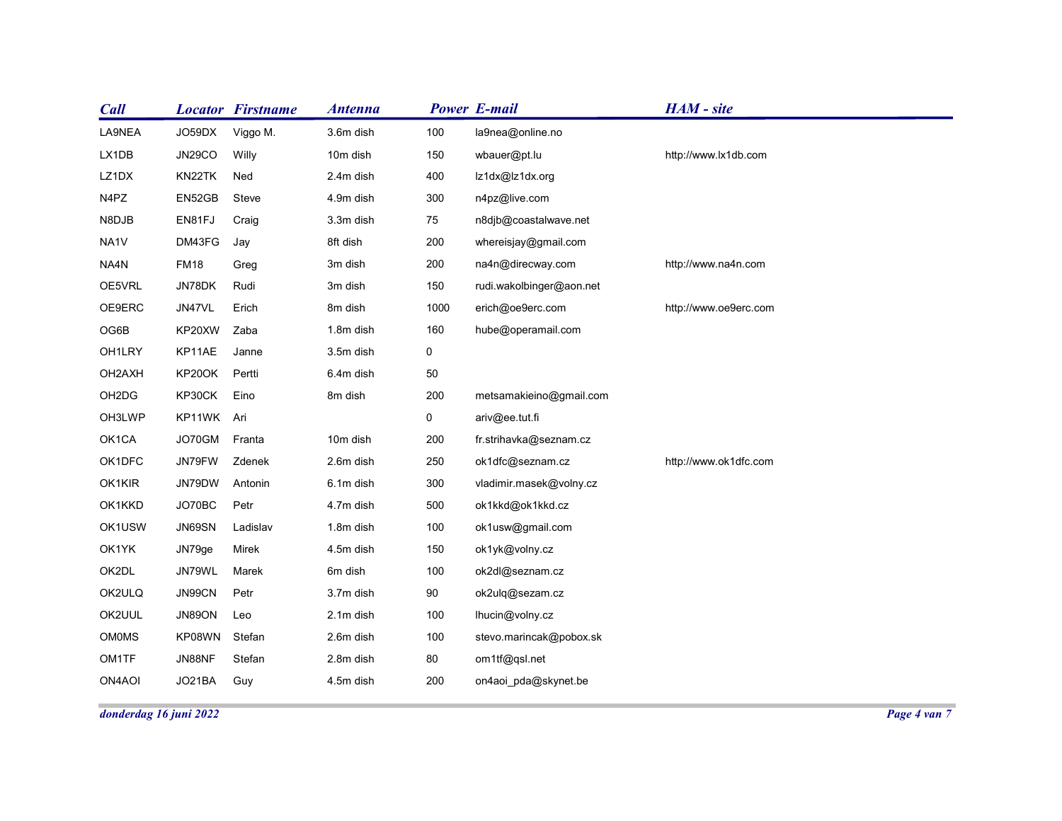| Call | Locator | Firstname | Antenna | Power | E-mail | HAM - site |
|---|---|---|---|---|---|---|
| LA9NEA | JO59DX | Viggo M. | 3.6m dish | 100 | la9nea@online.no | |
| LX1DB | JN29CO | Willy | 10m dish | 150 | wbauer@pt.lu | http://www.lx1db.com |
| LZ1DX | KN22TK | Ned | 2.4m dish | 400 | lz1dx@lz1dx.org | |
| N4PZ | EN52GB | Steve | 4.9m dish | 300 | n4pz@live.com | |
| N8DJB | EN81FJ | Craig | 3.3m dish | 75 | n8djb@coastalwave.net | |
| NA1V | DM43FG | Jay | 8ft dish | 200 | whereisjay@gmail.com | |
| NA4N | FM18 | Greg | 3m dish | 200 | na4n@direcway.com | http://www.na4n.com |
| OE5VRL | JN78DK | Rudi | 3m dish | 150 | rudi.wakolbinger@aon.net | |
| OE9ERC | JN47VL | Erich | 8m dish | 1000 | erich@oe9erc.com | http://www.oe9erc.com |
| OG6B | KP20XW | Zaba | 1.8m dish | 160 | hube@operamail.com | |
| OH1LRY | KP11AE | Janne | 3.5m dish | 0 | | |
| OH2AXH | KP20OK | Pertti | 6.4m dish | 50 | | |
| OH2DG | KP30CK | Eino | 8m dish | 200 | metsamakieino@gmail.com | |
| OH3LWP | KP11WK | Ari | | 0 | ariv@ee.tut.fi | |
| OK1CA | JO70GM | Franta | 10m dish | 200 | fr.strihavka@seznam.cz | |
| OK1DFC | JN79FW | Zdenek | 2.6m dish | 250 | ok1dfc@seznam.cz | http://www.ok1dfc.com |
| OK1KIR | JN79DW | Antonin | 6.1m dish | 300 | vladimir.masek@volny.cz | |
| OK1KKD | JO70BC | Petr | 4.7m dish | 500 | ok1kkd@ok1kkd.cz | |
| OK1USW | JN69SN | Ladislav | 1.8m dish | 100 | ok1usw@gmail.com | |
| OK1YK | JN79ge | Mirek | 4.5m dish | 150 | ok1yk@volny.cz | |
| OK2DL | JN79WL | Marek | 6m dish | 100 | ok2dl@seznam.cz | |
| OK2ULQ | JN99CN | Petr | 3.7m dish | 90 | ok2ulq@sezam.cz | |
| OK2UUL | JN89ON | Leo | 2.1m dish | 100 | lhucin@volny.cz | |
| OM0MS | KP08WN | Stefan | 2.6m dish | 100 | stevo.marincak@pobox.sk | |
| OM1TF | JN88NF | Stefan | 2.8m dish | 80 | om1tf@qsl.net | |
| ON4AOI | JO21BA | Guy | 4.5m dish | 200 | on4aoi_pda@skynet.be | |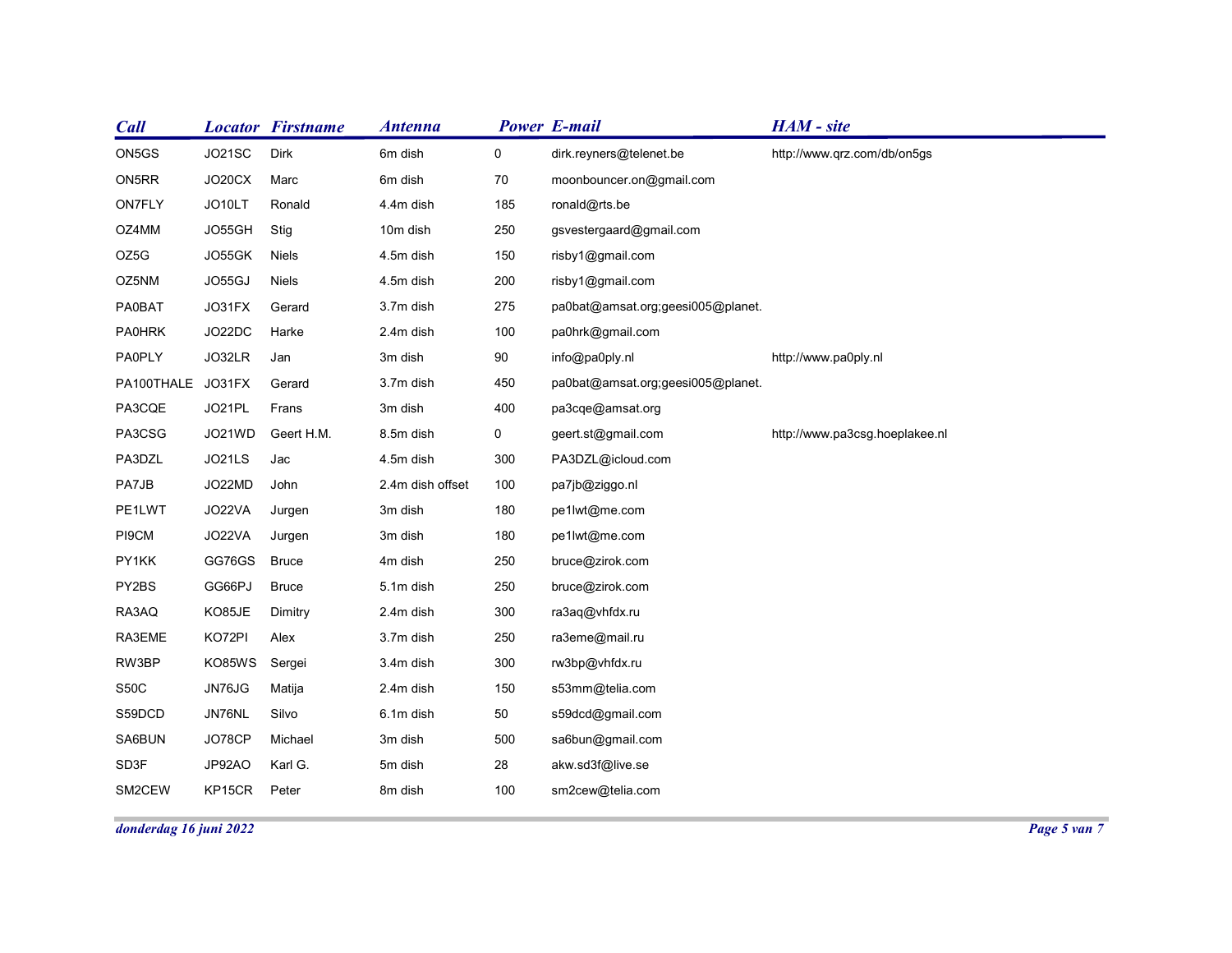| Call | Locator | Firstname | Antenna | Power | E-mail | HAM - site |
| --- | --- | --- | --- | --- | --- | --- |
| ON5GS | JO21SC | Dirk | 6m dish | 0 | dirk.reyners@telenet.be | http://www.qrz.com/db/on5gs |
| ON5RR | JO20CX | Marc | 6m dish | 70 | moonbouncer.on@gmail.com | |
| ON7FLY | JO10LT | Ronald | 4.4m dish | 185 | ronald@rts.be | |
| OZ4MM | JO55GH | Stig | 10m dish | 250 | gsvestergaard@gmail.com | |
| OZ5G | JO55GK | Niels | 4.5m dish | 150 | risby1@gmail.com | |
| OZ5NM | JO55GJ | Niels | 4.5m dish | 200 | risby1@gmail.com | |
| PA0BAT | JO31FX | Gerard | 3.7m dish | 275 | pa0bat@amsat.org;geesi005@planet. | |
| PA0HRK | JO22DC | Harke | 2.4m dish | 100 | pa0hrk@gmail.com | |
| PA0PLY | JO32LR | Jan | 3m dish | 90 | info@pa0ply.nl | http://www.pa0ply.nl |
| PA100THALE | JO31FX | Gerard | 3.7m dish | 450 | pa0bat@amsat.org;geesi005@planet. | |
| PA3CQE | JO21PL | Frans | 3m dish | 400 | pa3cqe@amsat.org | |
| PA3CSG | JO21WD | Geert H.M. | 8.5m dish | 0 | geert.st@gmail.com | http://www.pa3csg.hoeplakee.nl |
| PA3DZL | JO21LS | Jac | 4.5m dish | 300 | PA3DZL@icloud.com | |
| PA7JB | JO22MD | John | 2.4m dish offset | 100 | pa7jb@ziggo.nl | |
| PE1LWT | JO22VA | Jurgen | 3m dish | 180 | pe1lwt@me.com | |
| PI9CM | JO22VA | Jurgen | 3m dish | 180 | pe1lwt@me.com | |
| PY1KK | GG76GS | Bruce | 4m dish | 250 | bruce@zirok.com | |
| PY2BS | GG66PJ | Bruce | 5.1m dish | 250 | bruce@zirok.com | |
| RA3AQ | KO85JE | Dimitry | 2.4m dish | 300 | ra3aq@vhfdx.ru | |
| RA3EME | KO72PI | Alex | 3.7m dish | 250 | ra3eme@mail.ru | |
| RW3BP | KO85WS | Sergei | 3.4m dish | 300 | rw3bp@vhfdx.ru | |
| S50C | JN76JG | Matija | 2.4m dish | 150 | s53mm@telia.com | |
| S59DCD | JN76NL | Silvo | 6.1m dish | 50 | s59dcd@gmail.com | |
| SA6BUN | JO78CP | Michael | 3m dish | 500 | sa6bun@gmail.com | |
| SD3F | JP92AO | Karl G. | 5m dish | 28 | akw.sd3f@live.se | |
| SM2CEW | KP15CR | Peter | 8m dish | 100 | sm2cew@telia.com | |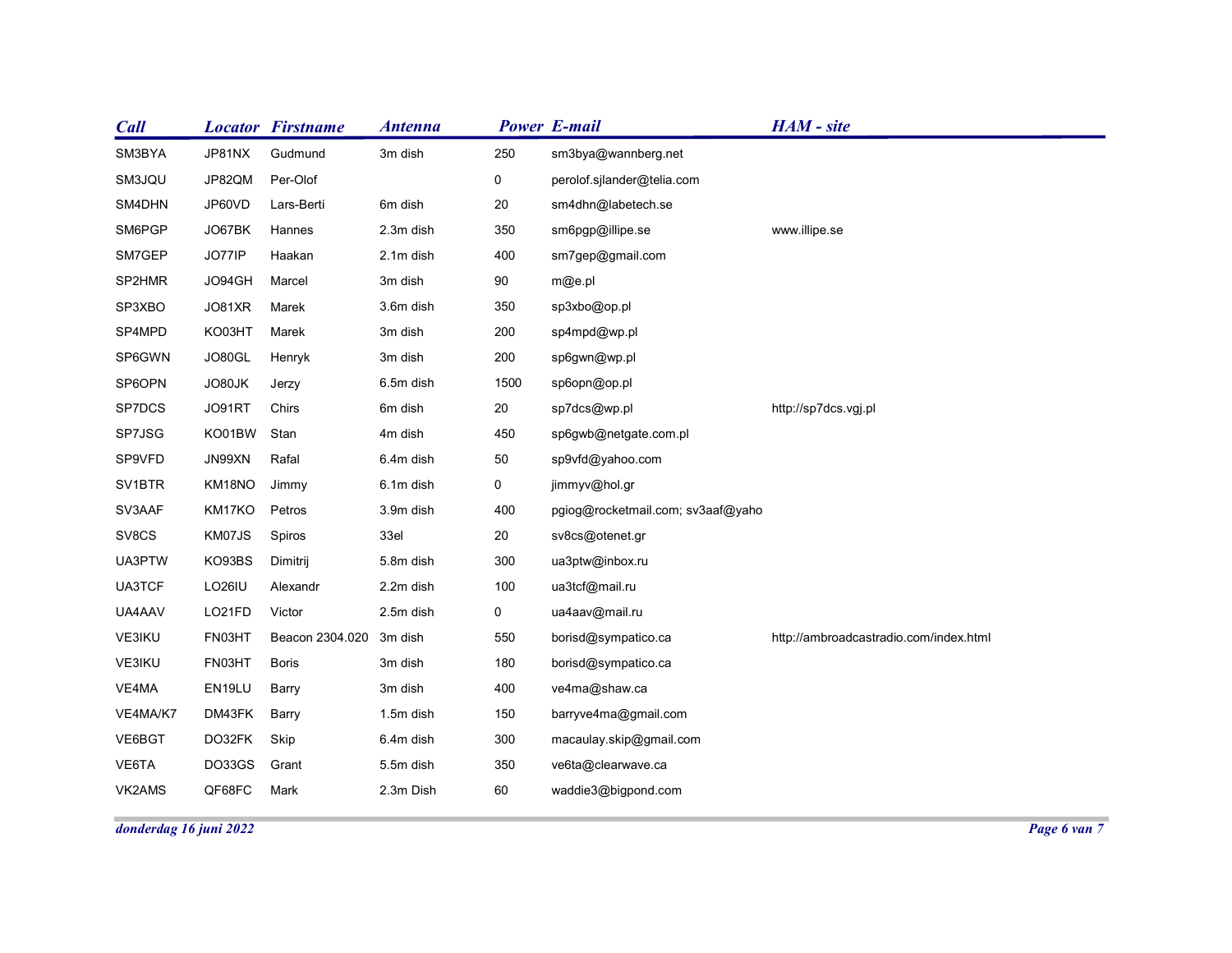| Call | Locator | Firstname | Antenna | Power | E-mail | HAM - site |
|---|---|---|---|---|---|---|
| SM3BYA | JP81NX | Gudmund | 3m dish | 250 | sm3bya@wannberg.net | |
| SM3JQU | JP82QM | Per-Olof | | 0 | perolof.sjlander@telia.com | |
| SM4DHN | JP60VD | Lars-Berti | 6m dish | 20 | sm4dhn@labetech.se | |
| SM6PGP | JO67BK | Hannes | 2.3m dish | 350 | sm6pgp@illipe.se | www.illipe.se |
| SM7GEP | JO77IP | Haakan | 2.1m dish | 400 | sm7gep@gmail.com | |
| SP2HMR | JO94GH | Marcel | 3m dish | 90 | m@e.pl | |
| SP3XBO | JO81XR | Marek | 3.6m dish | 350 | sp3xbo@op.pl | |
| SP4MPD | KO03HT | Marek | 3m dish | 200 | sp4mpd@wp.pl | |
| SP6GWN | JO80GL | Henryk | 3m dish | 200 | sp6gwn@wp.pl | |
| SP6OPN | JO80JK | Jerzy | 6.5m dish | 1500 | sp6opn@op.pl | |
| SP7DCS | JO91RT | Chirs | 6m dish | 20 | sp7dcs@wp.pl | http://sp7dcs.vgj.pl |
| SP7JSG | KO01BW | Stan | 4m dish | 450 | sp6gwb@netgate.com.pl | |
| SP9VFD | JN99XN | Rafal | 6.4m dish | 50 | sp9vfd@yahoo.com | |
| SV1BTR | KM18NO | Jimmy | 6.1m dish | 0 | jimmyv@hol.gr | |
| SV3AAF | KM17KO | Petros | 3.9m dish | 400 | pgiog@rocketmail.com; sv3aaf@yaho | |
| SV8CS | KM07JS | Spiros | 33el | 20 | sv8cs@otenet.gr | |
| UA3PTW | KO93BS | Dimitrij | 5.8m dish | 300 | ua3ptw@inbox.ru | |
| UA3TCF | LO26IU | Alexandr | 2.2m dish | 100 | ua3tcf@mail.ru | |
| UA4AAV | LO21FD | Victor | 2.5m dish | 0 | ua4aav@mail.ru | |
| VE3IKU | FN03HT | Beacon 2304.020 | 3m dish | 550 | borisd@sympatico.ca | http://ambroadcastradio.com/index.html |
| VE3IKU | FN03HT | Boris | 3m dish | 180 | borisd@sympatico.ca | |
| VE4MA | EN19LU | Barry | 3m dish | 400 | ve4ma@shaw.ca | |
| VE4MA/K7 | DM43FK | Barry | 1.5m dish | 150 | barryve4ma@gmail.com | |
| VE6BGT | DO32FK | Skip | 6.4m dish | 300 | macaulay.skip@gmail.com | |
| VE6TA | DO33GS | Grant | 5.5m dish | 350 | ve6ta@clearwave.ca | |
| VK2AMS | QF68FC | Mark | 2.3m Dish | 60 | waddie3@bigpond.com | |

*donderdag 16 juni 2022*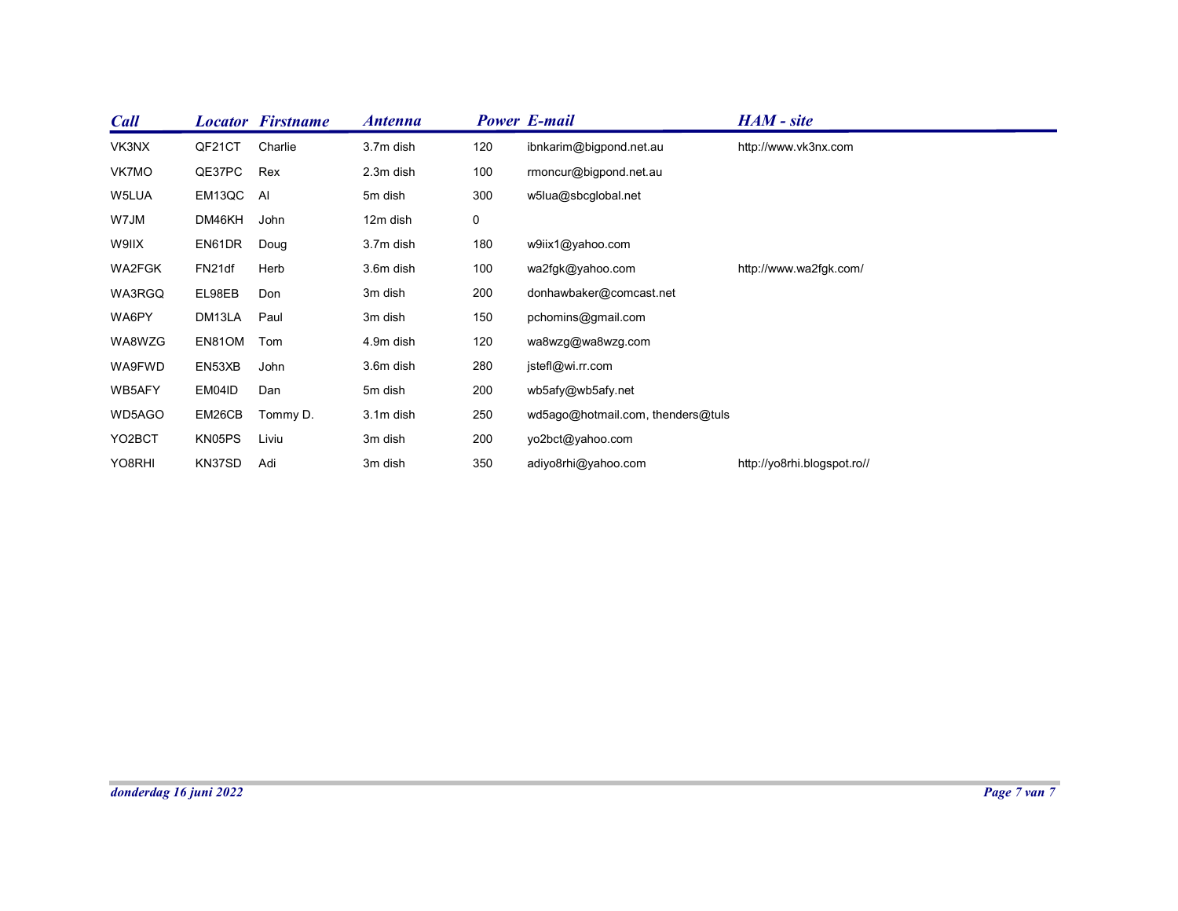| Call | Locator | Firstname | Antenna | Power | E-mail | HAM - site |
|---|---|---|---|---|---|---|
| VK3NX | QF21CT | Charlie | 3.7m dish | 120 | ibnkarim@bigpond.net.au | http://www.vk3nx.com |
| VK7MO | QE37PC | Rex | 2.3m dish | 100 | rmoncur@bigpond.net.au | |
| W5LUA | EM13QC | Al | 5m dish | 300 | w5lua@sbcglobal.net | |
| W7JM | DM46KH | John | 12m dish | 0 | | |
| W9IIX | EN61DR | Doug | 3.7m dish | 180 | w9iix1@yahoo.com | |
| WA2FGK | FN21df | Herb | 3.6m dish | 100 | wa2fgk@yahoo.com | http://www.wa2fgk.com/ |
| WA3RGQ | EL98EB | Don | 3m dish | 200 | donhawbaker@comcast.net | |
| WA6PY | DM13LA | Paul | 3m dish | 150 | pchomins@gmail.com | |
| WA8WZG | EN81OM | Tom | 4.9m dish | 120 | wa8wzg@wa8wzg.com | |
| WA9FWD | EN53XB | John | 3.6m dish | 280 | jstefl@wi.rr.com | |
| WB5AFY | EM04ID | Dan | 5m dish | 200 | wb5afy@wb5afy.net | |
| WD5AGO | EM26CB | Tommy D. | 3.1m dish | 250 | wd5ago@hotmail.com, thenders@tuls | |
| YO2BCT | KN05PS | Liviu | 3m dish | 200 | yo2bct@yahoo.com | |
| YO8RHI | KN37SD | Adi | 3m dish | 350 | adiyo8rhi@yahoo.com | http://yo8rhi.blogspot.ro// |

*donderdag 16 juni 2022*